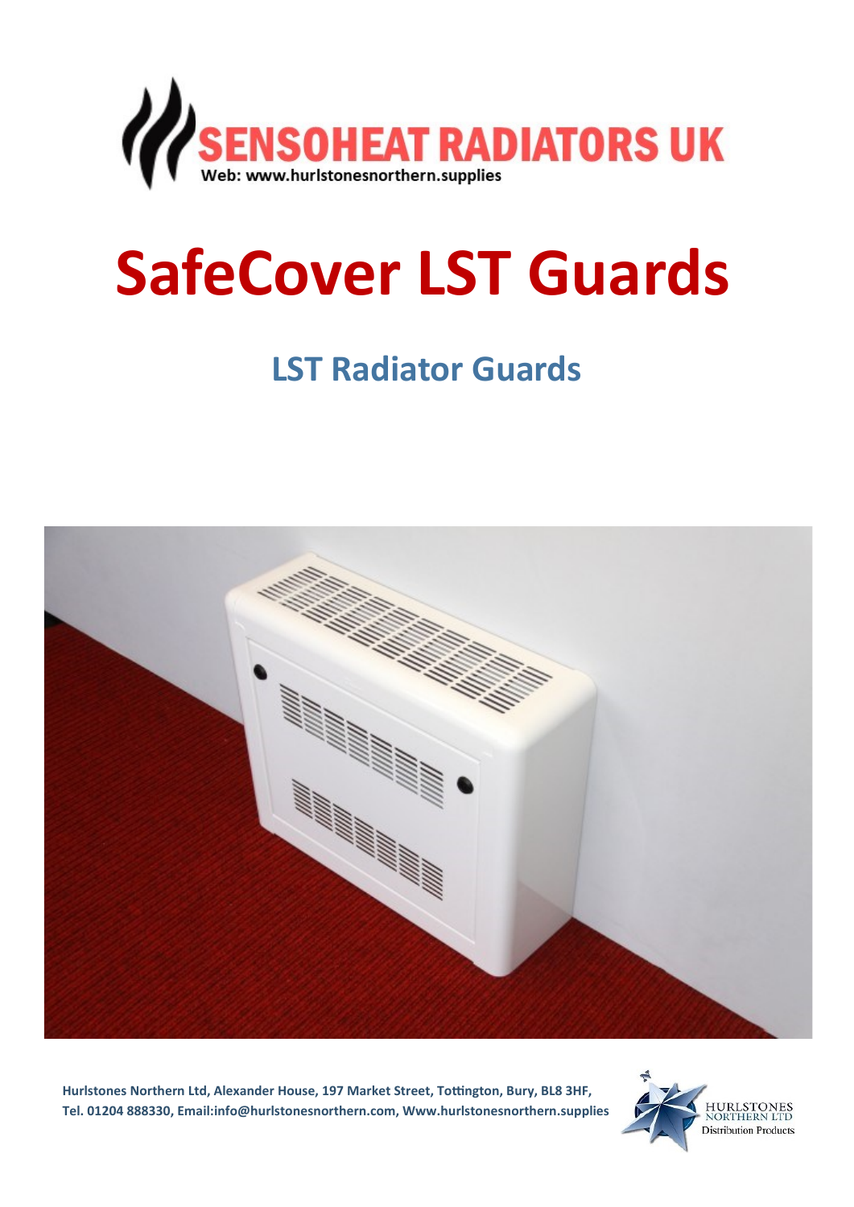SENSOHEAT RADIATORS UK

Web: www.hurlstonesnorthern.supplies

# SafeCover LST Guards

## LST Radiator Guards

**Hurlstones Northern Ltd, Alexander House, 197 Market Street, Tottington, Bury, BL8 3HF,**
**Tel. 01204 888330, Email:info@hurlstonesnorthern.com, Www.hurlstonesnorthern.supplies**

HURLSTONES NORTHERN LTD
Distribution Products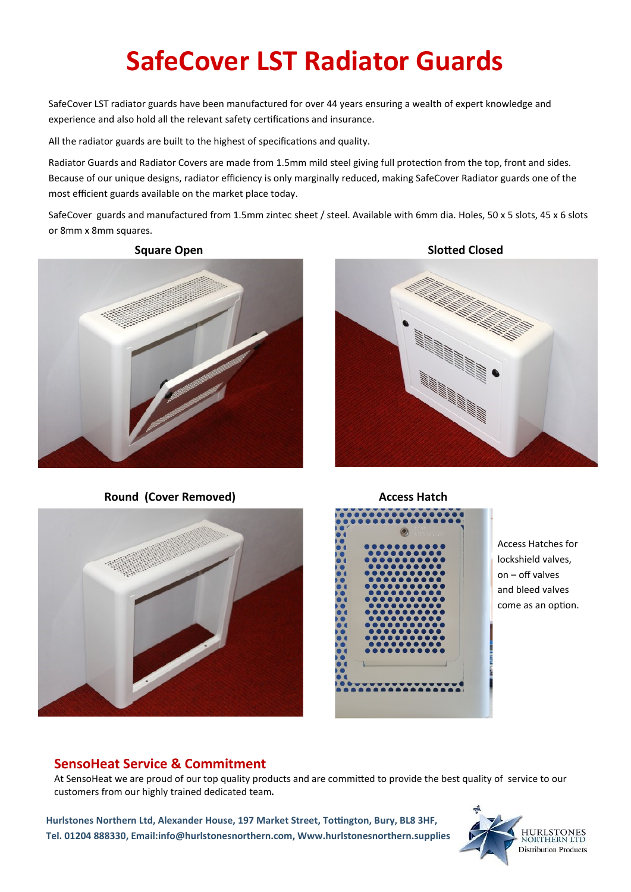# SafeCover LST Radiator Guards

SafeCover LST radiator guards have been manufactured for over 44 years ensuring a wealth of expert knowledge and experience and also hold all the relevant safety certifications and insurance.

All the radiator guards are built to the highest of specifications and quality.

Radiator Guards and Radiator Covers are made from 1.5mm mild steel giving full protection from the top, front and sides. Because of our unique designs, radiator efficiency is only marginally reduced, making SafeCover Radiator guards one of the most efficient guards available on the market place today.

SafeCover guards and manufactured from 1.5mm zintec sheet / steel. Available with 6mm dia. Holes, 50 x 5 slots, 45 x 6 slots or 8mm x 8mm squares.

**Square Open**

**Slotted Closed**

**Round (Cover Removed)**

**Access Hatch**

Access Hatches for lockshield valves, on – off valves and bleed valves come as an option.

## SensoHeat Service & Commitment

At SensoHeat we are proud of our top quality products and are committed to provide the best quality of service to our customers from our highly trained dedicated team.

**Hurlstones Northern Ltd, Alexander House, 197 Market Street, Tottington, Bury, BL8 3HF, Tel. 01204 888330, Email:info@hurlstonesnorthern.com, Www.hurlstonesnorthern.supplies**

HURLSTONES NORTHERN LTD
Distribution Products